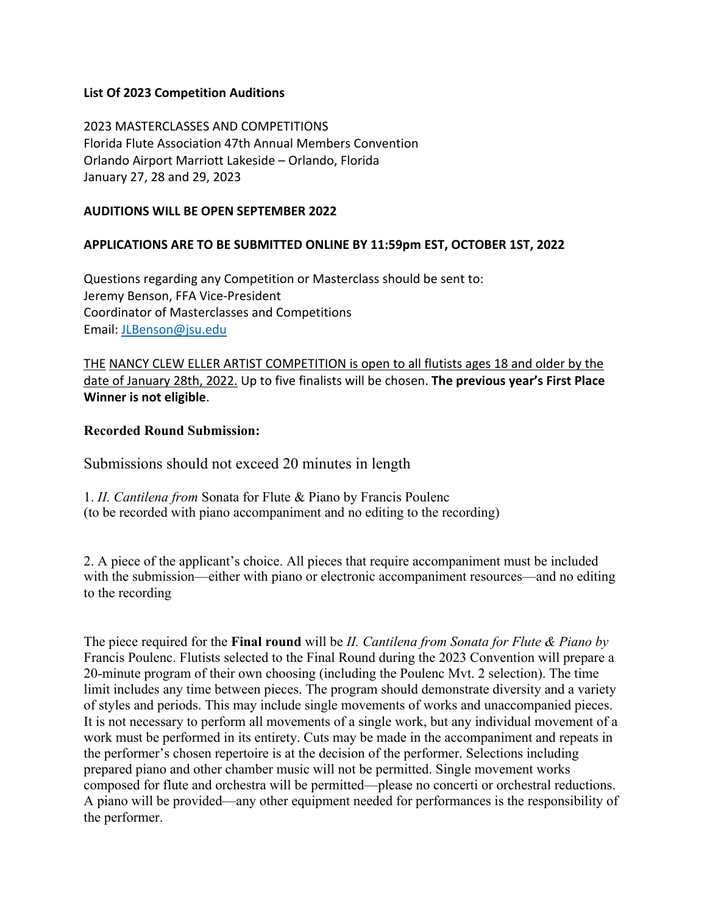**List Of 2023 Competition Auditions**

2023 MASTERCLASSES AND COMPETITIONS
Florida Flute Association 47th Annual Members Convention
Orlando Airport Marriott Lakeside – Orlando, Florida
January 27, 28 and 29, 2023

**AUDITIONS WILL BE OPEN SEPTEMBER 2022**

**APPLICATIONS ARE TO BE SUBMITTED ONLINE BY 11:59pm EST, OCTOBER 1ST, 2022**

Questions regarding any Competition or Masterclass should be sent to:
Jeremy Benson, FFA Vice-President
Coordinator of Masterclasses and Competitions
Email: JLBenson@jsu.edu

THE NANCY CLEW ELLER ARTIST COMPETITION is open to all flutists ages 18 and older by the date of January 28th, 2022. Up to five finalists will be chosen. **The previous year's First Place Winner is not eligible**.

**Recorded Round Submission:**

Submissions should not exceed 20 minutes in length

1. *II. Cantilena from* Sonata for Flute & Piano by Francis Poulenc
(to be recorded with piano accompaniment and no editing to the recording)

2. A piece of the applicant's choice. All pieces that require accompaniment must be included with the submission—either with piano or electronic accompaniment resources—and no editing to the recording

The piece required for the **Final round** will be *II. Cantilena from Sonata for Flute & Piano by* Francis Poulenc. Flutists selected to the Final Round during the 2023 Convention will prepare a 20-minute program of their own choosing (including the Poulenc Mvt. 2 selection). The time limit includes any time between pieces. The program should demonstrate diversity and a variety of styles and periods. This may include single movements of works and unaccompanied pieces. It is not necessary to perform all movements of a single work, but any individual movement of a work must be performed in its entirety. Cuts may be made in the accompaniment and repeats in the performer's chosen repertoire is at the decision of the performer. Selections including prepared piano and other chamber music will not be permitted. Single movement works composed for flute and orchestra will be permitted—please no concerti or orchestral reductions. A piano will be provided—any other equipment needed for performances is the responsibility of the performer.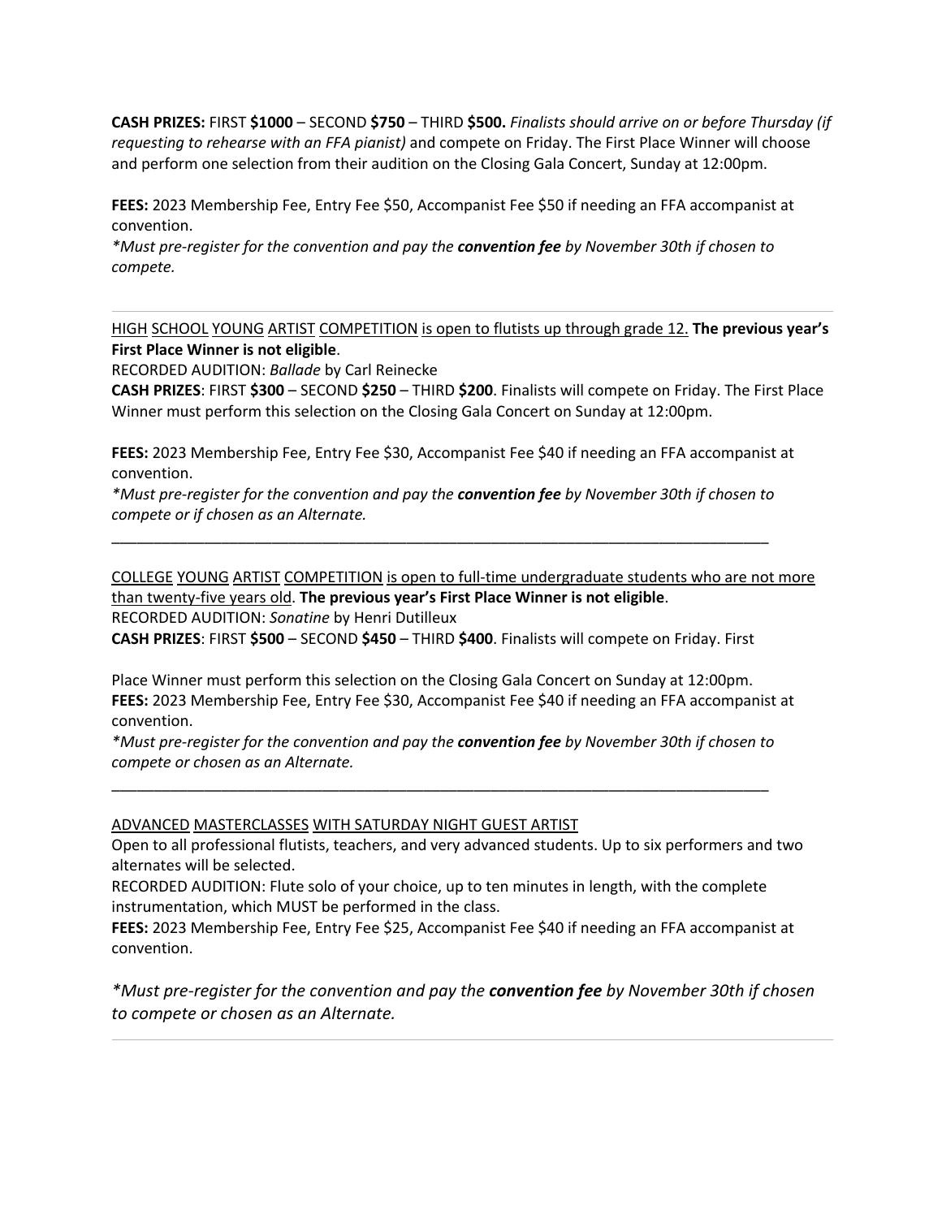**CASH PRIZES:** FIRST **$1000** – SECOND **$750** – THIRD **$500.** *Finalists should arrive on or before Thursday (if requesting to rehearse with an FFA pianist)* and compete on Friday. The First Place Winner will choose and perform one selection from their audition on the Closing Gala Concert, Sunday at 12:00pm.

**FEES:** 2023 Membership Fee, Entry Fee $50, Accompanist Fee $50 if needing an FFA accompanist at convention.

*\*Must pre-register for the convention and pay the **convention fee** by November 30th if chosen to compete.*

---

HIGH SCHOOL YOUNG ARTIST COMPETITION is open to flutists up through grade 12. **The previous year's First Place Winner is not eligible**.

RECORDED AUDITION: *Ballade* by Carl Reinecke

**CASH PRIZES**: FIRST **$300** – SECOND **$250** – THIRD **$200**. Finalists will compete on Friday. The First Place Winner must perform this selection on the Closing Gala Concert on Sunday at 12:00pm.

**FEES:** 2023 Membership Fee, Entry Fee $30, Accompanist Fee $40 if needing an FFA accompanist at convention.

*\*Must pre-register for the convention and pay the **convention fee** by November 30th if chosen to compete or if chosen as an Alternate.*

---

COLLEGE YOUNG ARTIST COMPETITION is open to full-time undergraduate students who are not more than twenty-five years old. **The previous year's First Place Winner is not eligible**.

RECORDED AUDITION: *Sonatine* by Henri Dutilleux

**CASH PRIZES**: FIRST **$500** – SECOND **$450** – THIRD **$400**. Finalists will compete on Friday. First Place Winner must perform this selection on the Closing Gala Concert on Sunday at 12:00pm.

**FEES:** 2023 Membership Fee, Entry Fee $30, Accompanist Fee $40 if needing an FFA accompanist at convention.

*\*Must pre-register for the convention and pay the **convention fee** by November 30th if chosen to compete or chosen as an Alternate.*

---

ADVANCED MASTERCLASSES WITH SATURDAY NIGHT GUEST ARTIST

Open to all professional flutists, teachers, and very advanced students. Up to six performers and two alternates will be selected.

RECORDED AUDITION: Flute solo of your choice, up to ten minutes in length, with the complete instrumentation, which MUST be performed in the class.

**FEES:** 2023 Membership Fee, Entry Fee $25, Accompanist Fee $40 if needing an FFA accompanist at convention.

*\*Must pre-register for the convention and pay the **convention fee** by November 30th if chosen to compete or chosen as an Alternate.*

---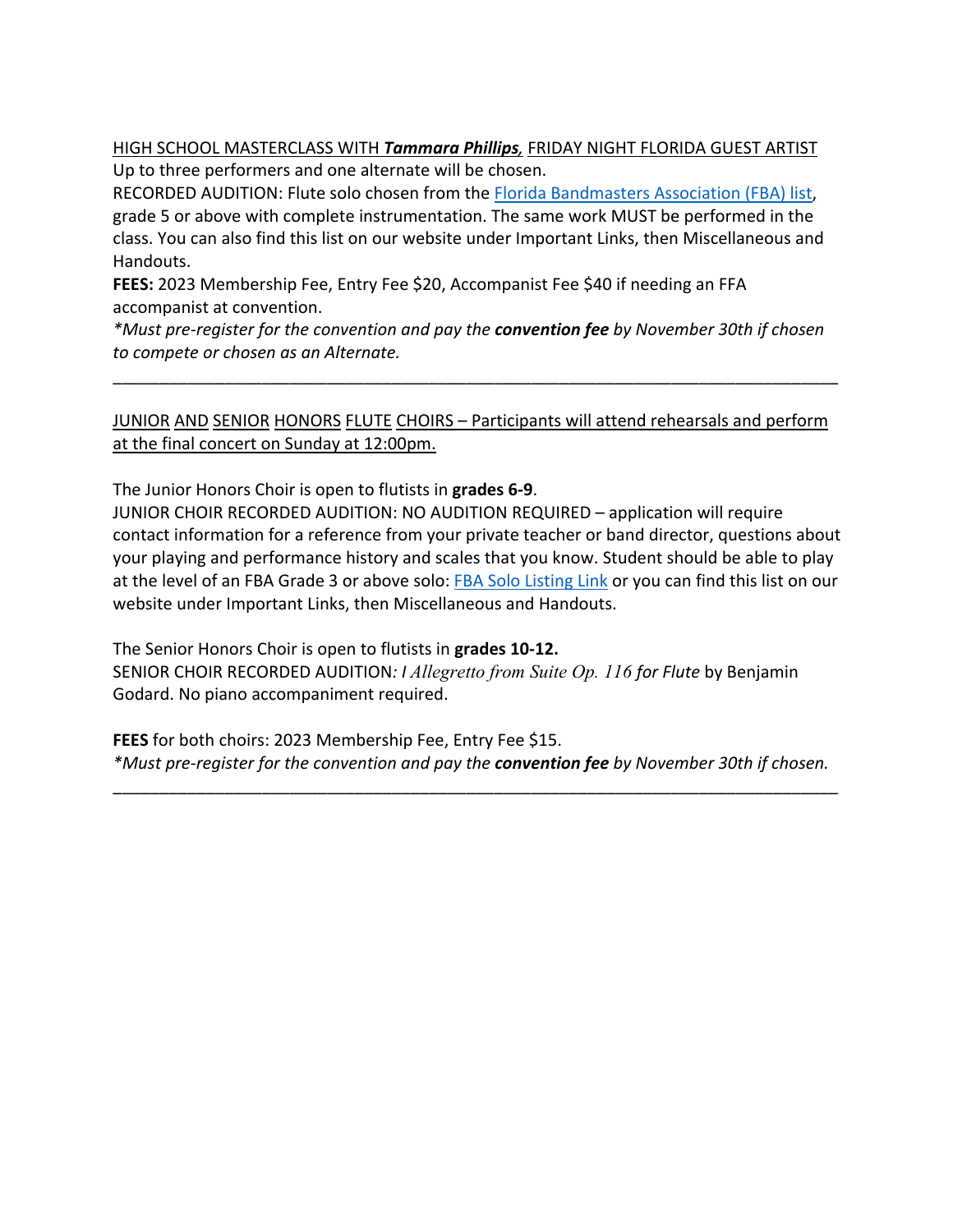HIGH SCHOOL MASTERCLASS WITH ***Tammara Phillips**,* FRIDAY NIGHT FLORIDA GUEST ARTIST

Up to three performers and one alternate will be chosen.

RECORDED AUDITION: Flute solo chosen from the Florida Bandmasters Association (FBA) list, grade 5 or above with complete instrumentation. The same work MUST be performed in the class. You can also find this list on our website under Important Links, then Miscellaneous and Handouts.

**FEES:** 2023 Membership Fee, Entry Fee $20, Accompanist Fee $40 if needing an FFA accompanist at convention.

**Must pre-register for the convention and pay the* ***convention fee*** *by November 30th if chosen to compete or chosen as an Alternate.*

---

JUNIOR AND SENIOR HONORS FLUTE CHOIRS – Participants will attend rehearsals and perform at the final concert on Sunday at 12:00pm.

The Junior Honors Choir is open to flutists in **grades 6-9**.

JUNIOR CHOIR RECORDED AUDITION: NO AUDITION REQUIRED – application will require contact information for a reference from your private teacher or band director, questions about your playing and performance history and scales that you know. Student should be able to play at the level of an FBA Grade 3 or above solo: FBA Solo Listing Link or you can find this list on our website under Important Links, then Miscellaneous and Handouts.

The Senior Honors Choir is open to flutists in **grades 10-12.**

SENIOR CHOIR RECORDED AUDITION*: I Allegretto from Suite Op. 116 for Flute* by Benjamin Godard. No piano accompaniment required.

**FEES** for both choirs: 2023 Membership Fee, Entry Fee $15.

**Must pre-register for the convention and pay the* ***convention fee*** *by November 30th if chosen.*

---